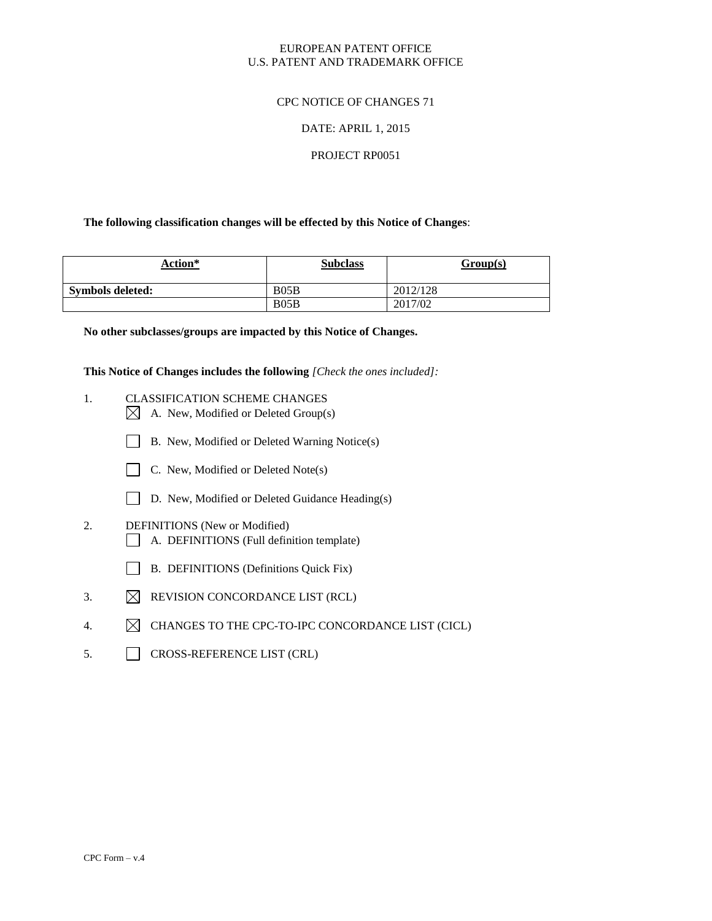EUROPEAN PATENT OFFICE
U.S. PATENT AND TRADEMARK OFFICE

CPC NOTICE OF CHANGES 71

DATE: APRIL 1, 2015

PROJECT RP0051

**The following classification changes will be effected by this Notice of Changes**:

| Action* | Subclass | Group(s) |
|---|---|---|
| **Symbols deleted:** | B05B | 2012/128 |
| | B05B | 2017/02 |

**No other subclasses/groups are impacted by this Notice of Changes.**

**This Notice of Changes includes the following** *[Check the ones included]:*

1. CLASSIFICATION SCHEME CHANGES
   - ☒ A. New, Modified or Deleted Group(s)
   - ☐ B. New, Modified or Deleted Warning Notice(s)
   - ☐ C. New, Modified or Deleted Note(s)
   - ☐ D. New, Modified or Deleted Guidance Heading(s)
2. DEFINITIONS (New or Modified)
   - ☐ A. DEFINITIONS (Full definition template)
   - ☐ B. DEFINITIONS (Definitions Quick Fix)
3. ☒ REVISION CONCORDANCE LIST (RCL)
4. ☒ CHANGES TO THE CPC-TO-IPC CONCORDANCE LIST (CICL)
5. ☐ CROSS-REFERENCE LIST (CRL)

CPC Form – v.4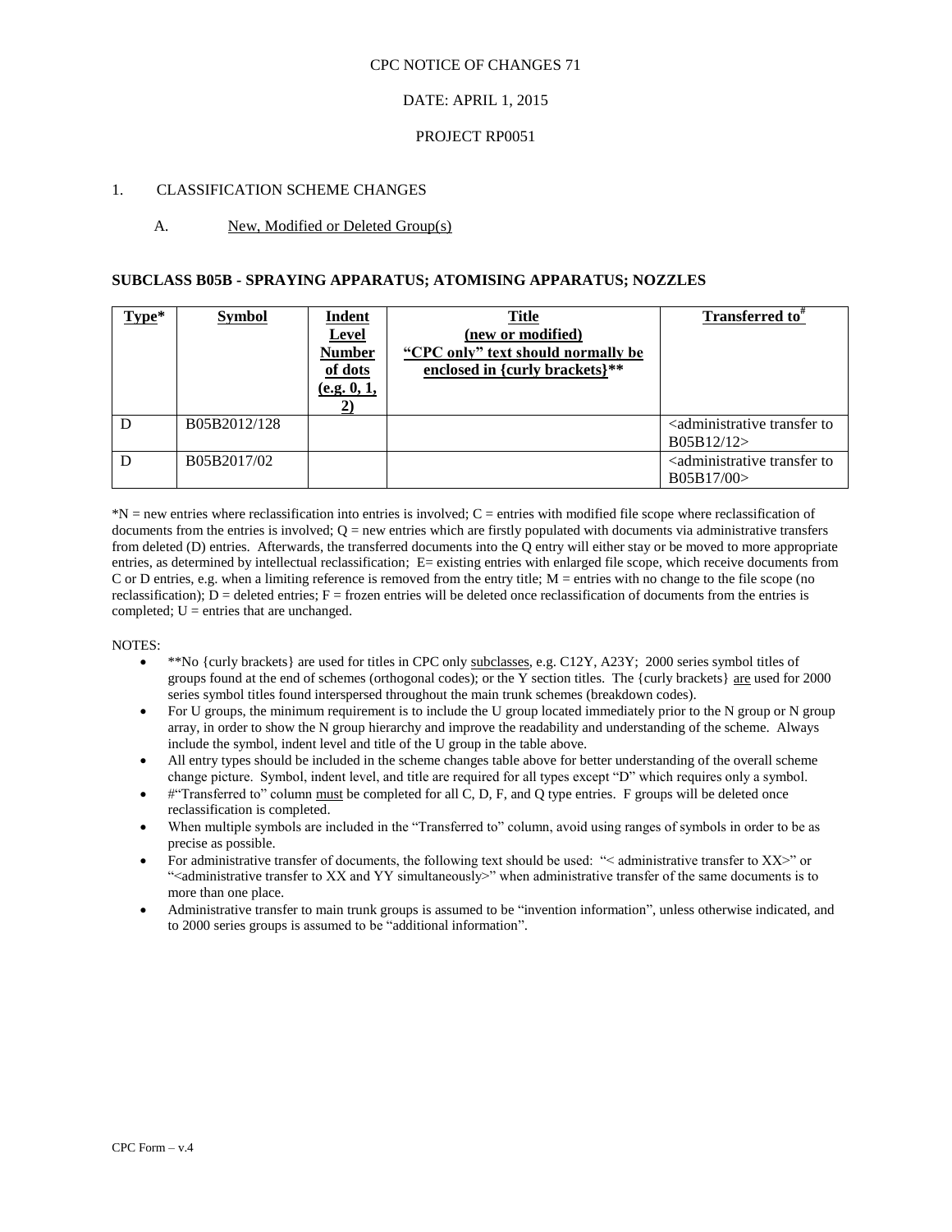CPC NOTICE OF CHANGES 71

DATE: APRIL 1, 2015

PROJECT RP0051

1. CLASSIFICATION SCHEME CHANGES

A. New, Modified or Deleted Group(s)

## SUBCLASS B05B - SPRAYING APPARATUS; ATOMISING APPARATUS; NOZZLES

| Type* | Symbol | Indent Level Number of dots (e.g. 0, 1, 2) | Title (new or modified) "CPC only" text should normally be enclosed in {curly brackets}** | Transferred to# |
|---|---|---|---|---|
| D | B05B2012/128 | | | <administrative transfer to B05B12/12> |
| D | B05B2017/02 | | | <administrative transfer to B05B17/00> |

*N = new entries where reclassification into entries is involved; C = entries with modified file scope where reclassification of documents from the entries is involved; Q = new entries which are firstly populated with documents via administrative transfers from deleted (D) entries. Afterwards, the transferred documents into the Q entry will either stay or be moved to more appropriate entries, as determined by intellectual reclassification; E= existing entries with enlarged file scope, which receive documents from C or D entries, e.g. when a limiting reference is removed from the entry title; M = entries with no change to the file scope (no reclassification); D = deleted entries; F = frozen entries will be deleted once reclassification of documents from the entries is completed; U = entries that are unchanged.

NOTES:

- **No {curly brackets} are used for titles in CPC only subclasses, e.g. C12Y, A23Y; 2000 series symbol titles of groups found at the end of schemes (orthogonal codes); or the Y section titles. The {curly brackets} are used for 2000 series symbol titles found interspersed throughout the main trunk schemes (breakdown codes).
- For U groups, the minimum requirement is to include the U group located immediately prior to the N group or N group array, in order to show the N group hierarchy and improve the readability and understanding of the scheme. Always include the symbol, indent level and title of the U group in the table above.
- All entry types should be included in the scheme changes table above for better understanding of the overall scheme change picture. Symbol, indent level, and title are required for all types except "D" which requires only a symbol.
- #"Transferred to" column must be completed for all C, D, F, and Q type entries. F groups will be deleted once reclassification is completed.
- When multiple symbols are included in the "Transferred to" column, avoid using ranges of symbols in order to be as precise as possible.
- For administrative transfer of documents, the following text should be used: "< administrative transfer to XX>" or "<administrative transfer to XX and YY simultaneously>" when administrative transfer of the same documents is to more than one place.
- Administrative transfer to main trunk groups is assumed to be "invention information", unless otherwise indicated, and to 2000 series groups is assumed to be "additional information".

CPC Form – v.4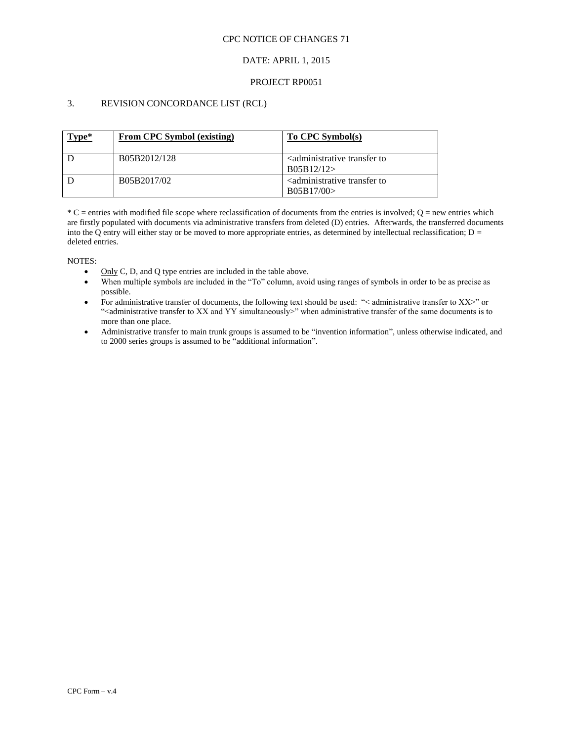CPC NOTICE OF CHANGES 71

DATE: APRIL 1, 2015

PROJECT RP0051

## 3. REVISION CONCORDANCE LIST (RCL)

| **Type*** | **From CPC Symbol (existing)** | **To CPC Symbol(s)** |
|---|---|---|
| D | B05B2012/128 | <administrative transfer to B05B12/12> |
| D | B05B2017/02 | <administrative transfer to B05B17/00> |

* C = entries with modified file scope where reclassification of documents from the entries is involved; Q = new entries which are firstly populated with documents via administrative transfers from deleted (D) entries. Afterwards, the transferred documents into the Q entry will either stay or be moved to more appropriate entries, as determined by intellectual reclassification; D = deleted entries.

NOTES:

- Only C, D, and Q type entries are included in the table above.
- When multiple symbols are included in the "To" column, avoid using ranges of symbols in order to be as precise as possible.
- For administrative transfer of documents, the following text should be used: "< administrative transfer to XX>" or "<administrative transfer to XX and YY simultaneously>" when administrative transfer of the same documents is to more than one place.
- Administrative transfer to main trunk groups is assumed to be "invention information", unless otherwise indicated, and to 2000 series groups is assumed to be "additional information".

CPC Form – v.4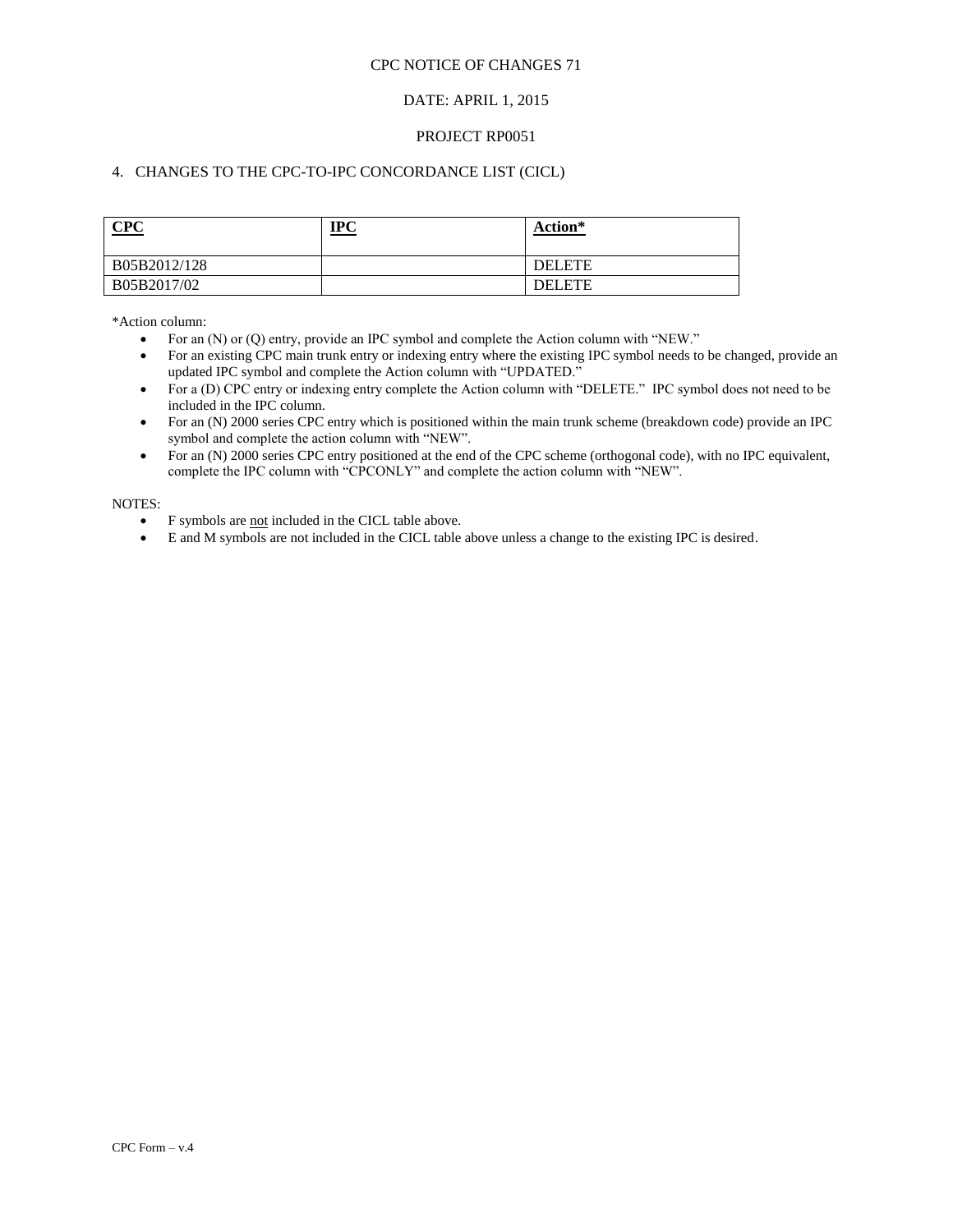CPC NOTICE OF CHANGES 71

DATE: APRIL 1, 2015

PROJECT RP0051

## 4. CHANGES TO THE CPC-TO-IPC CONCORDANCE LIST (CICL)

| **CPC** | **IPC** | **Action*** |
|---|---|---|
| B05B2012/128 | | DELETE |
| B05B2017/02 | | DELETE |

*Action column:

- For an (N) or (Q) entry, provide an IPC symbol and complete the Action column with "NEW."
- For an existing CPC main trunk entry or indexing entry where the existing IPC symbol needs to be changed, provide an updated IPC symbol and complete the Action column with "UPDATED."
- For a (D) CPC entry or indexing entry complete the Action column with "DELETE." IPC symbol does not need to be included in the IPC column.
- For an (N) 2000 series CPC entry which is positioned within the main trunk scheme (breakdown code) provide an IPC symbol and complete the action column with "NEW".
- For an (N) 2000 series CPC entry positioned at the end of the CPC scheme (orthogonal code), with no IPC equivalent, complete the IPC column with "CPCONLY" and complete the action column with "NEW".

NOTES:

- F symbols are <u>not</u> included in the CICL table above.
- E and M symbols are not included in the CICL table above unless a change to the existing IPC is desired.

CPC Form – v.4